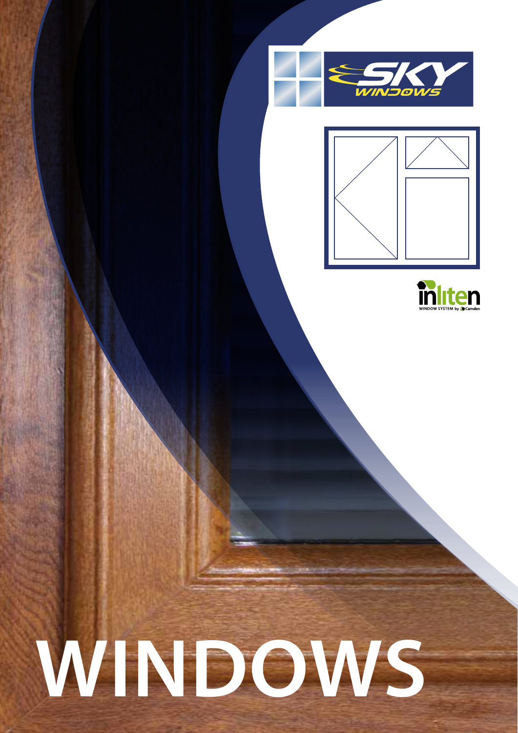SKY WINDOWS

inliten

WINDOW SYSTEM by Camden

# WINDOWS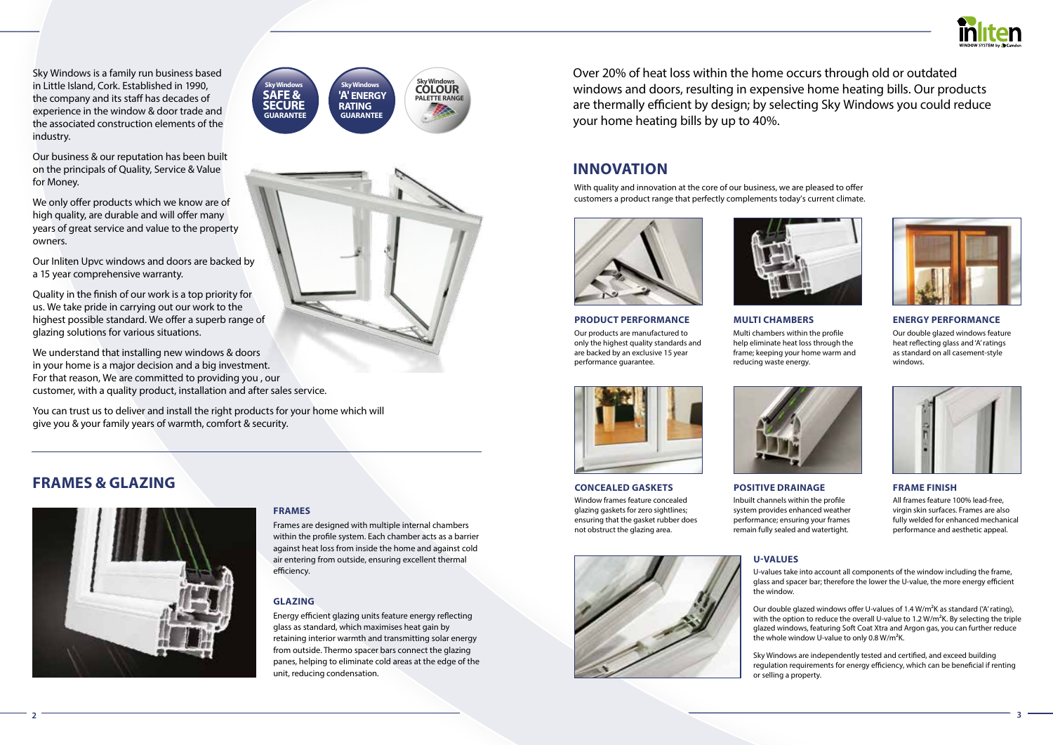Sky Windows is a family run business based in Little Island, Cork. Established in 1990, the company and its staff has decades of experience in the window & door trade and the associated construction elements of the industry.

Our business & our reputation has been built on the principals of Quality, Service & Value for Money.

We only offer products which we know are of high quality, are durable and will offer many years of great service and value to the property owners.

Our Inliten Upvc windows and doors are backed by a 15 year comprehensive warranty.

Quality in the finish of our work is a top priority for us. We take pride in carrying out our work to the highest possible standard. We offer a superb range of glazing solutions for various situations.

We understand that installing new windows & doors in your home is a major decision and a big investment. For that reason, We are committed to providing you , our customer, with a quality product, installation and after sales service.

You can trust us to deliver and install the right products for your home which will give you & your family years of warmth, comfort & security.

Sky Windows **SAFE & SECURE** GUARANTEE

Sky Windows **'A' ENERGY RATING** GUARANTEE

Sky Windows **COLOUR** PALETTE RANGE

## FRAMES & GLAZING

### FRAMES

Frames are designed with multiple internal chambers within the profile system. Each chamber acts as a barrier against heat loss from inside the home and against cold air entering from outside, ensuring excellent thermal efficiency.

### GLAZING

Energy efficient glazing units feature energy reflecting glass as standard, which maximises heat gain by retaining interior warmth and transmitting solar energy from outside. Thermo spacer bars connect the glazing panes, helping to eliminate cold areas at the edge of the unit, reducing condensation.

Over 20% of heat loss within the home occurs through old or outdated windows and doors, resulting in expensive home heating bills. Our products are thermally efficient by design; by selecting Sky Windows you could reduce your home heating bills by up to 40%.

## INNOVATION

With quality and innovation at the core of our business, we are pleased to offer customers a product range that perfectly complements today's current climate.

### PRODUCT PERFORMANCE

Our products are manufactured to only the highest quality standards and are backed by an exclusive 15 year performance guarantee.

### MULTI CHAMBERS

Multi chambers within the profile help eliminate heat loss through the frame; keeping your home warm and reducing waste energy.

### ENERGY PERFORMANCE

Our double glazed windows feature heat reflecting glass and 'A' ratings as standard on all casement-style windows.

### CONCEALED GASKETS

Window frames feature concealed glazing gaskets for zero sightlines; ensuring that the gasket rubber does not obstruct the glazing area.

### POSITIVE DRAINAGE

Inbuilt channels within the profile system provides enhanced weather performance; ensuring your frames remain fully sealed and watertight.

### FRAME FINISH

All frames feature 100% lead-free, virgin skin surfaces. Frames are also fully welded for enhanced mechanical performance and aesthetic appeal.

### U-VALUES

U-values take into account all components of the window including the frame, glass and spacer bar; therefore the lower the U-value, the more energy efficient the window.

Our double glazed windows offer U-values of 1.4 $W/m^2K$ as standard ('A' rating), with the option to reduce the overall U-value to 1.2 $W/m^2K$. By selecting the triple glazed windows, featuring Soft Coat Xtra and Argon gas, you can further reduce the whole window U-value to only 0.8 $W/m^2K$.

Sky Windows are independently tested and certified, and exceed building regulation requirements for energy efficiency, which can be beneficial if renting or selling a property.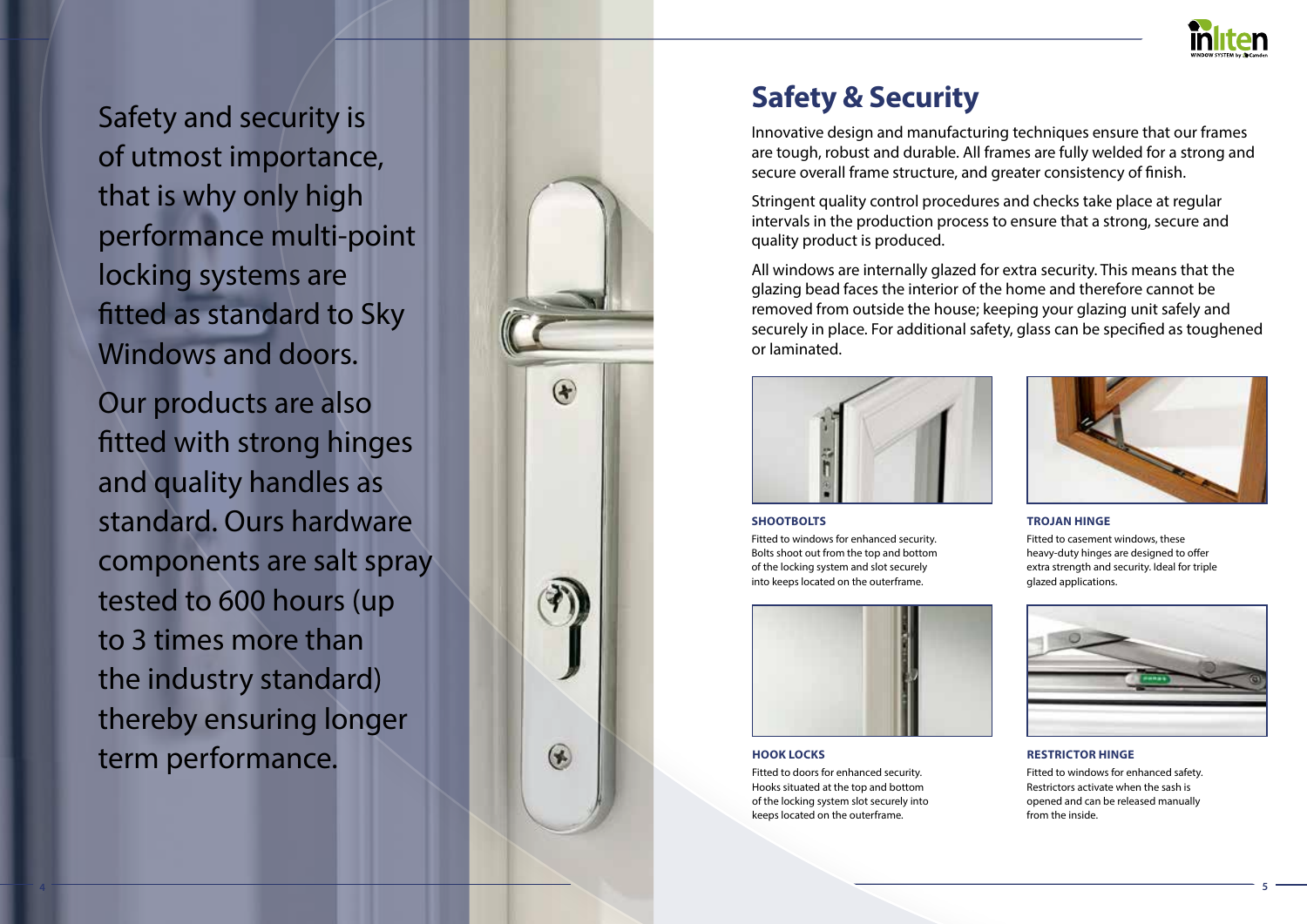Safety and security is of utmost importance, that is why only high performance multi-point locking systems are fitted as standard to Sky Windows and doors.

Our products are also fitted with strong hinges and quality handles as standard. Ours hardware components are salt spray tested to 600 hours (up to 3 times more than the industry standard) thereby ensuring longer term performance.

# Safety & Security

Innovative design and manufacturing techniques ensure that our frames are tough, robust and durable. All frames are fully welded for a strong and secure overall frame structure, and greater consistency of finish.

Stringent quality control procedures and checks take place at regular intervals in the production process to ensure that a strong, secure and quality product is produced.

All windows are internally glazed for extra security. This means that the glazing bead faces the interior of the home and therefore cannot be removed from outside the house; keeping your glazing unit safely and securely in place. For additional safety, glass can be specified as toughened or laminated.

**SHOOTBOLTS**

Fitted to windows for enhanced security. Bolts shoot out from the top and bottom of the locking system and slot securely into keeps located on the outerframe.

**TROJAN HINGE**

Fitted to casement windows, these heavy-duty hinges are designed to offer extra strength and security. Ideal for triple glazed applications.

**HOOK LOCKS**

Fitted to doors for enhanced security. Hooks situated at the top and bottom of the locking system slot securely into keeps located on the outerframe.

**RESTRICTOR HINGE**

Fitted to windows for enhanced safety. Restrictors activate when the sash is opened and can be released manually from the inside.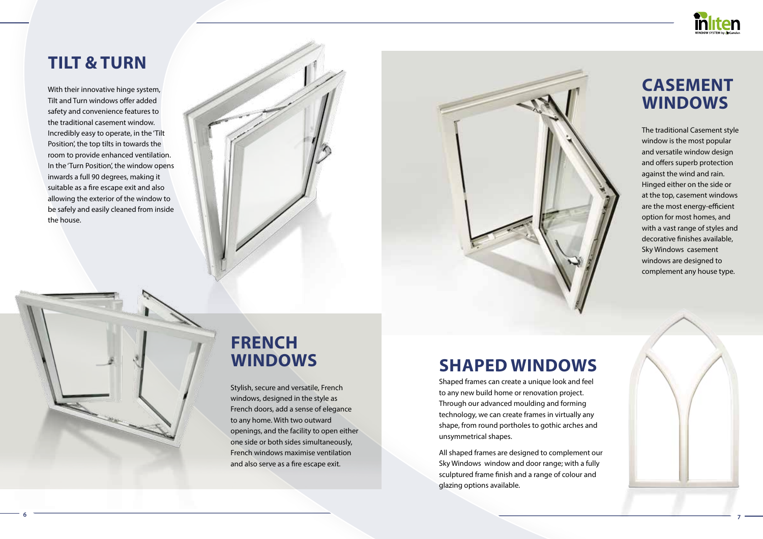## TILT & TURN

With their innovative hinge system, Tilt and Turn windows offer added safety and convenience features to the traditional casement window. Incredibly easy to operate, in the 'Tilt Position', the top tilts in towards the room to provide enhanced ventilation. In the 'Turn Position', the window opens inwards a full 90 degrees, making it suitable as a fire escape exit and also allowing the exterior of the window to be safely and easily cleaned from inside the house.

## FRENCH WINDOWS

Stylish, secure and versatile, French windows, designed in the style as French doors, add a sense of elegance to any home. With two outward openings, and the facility to open either one side or both sides simultaneously, French windows maximise ventilation and also serve as a fire escape exit.

## CASEMENT WINDOWS

The traditional Casement style window is the most popular and versatile window design and offers superb protection against the wind and rain. Hinged either on the side or at the top, casement windows are the most energy-efficient option for most homes, and with a vast range of styles and decorative finishes available, Sky Windows casement windows are designed to complement any house type.

## SHAPED WINDOWS

Shaped frames can create a unique look and feel to any new build home or renovation project. Through our advanced moulding and forming technology, we can create frames in virtually any shape, from round portholes to gothic arches and unsymmetrical shapes.

All shaped frames are designed to complement our Sky Windows window and door range; with a fully sculptured frame finish and a range of colour and glazing options available.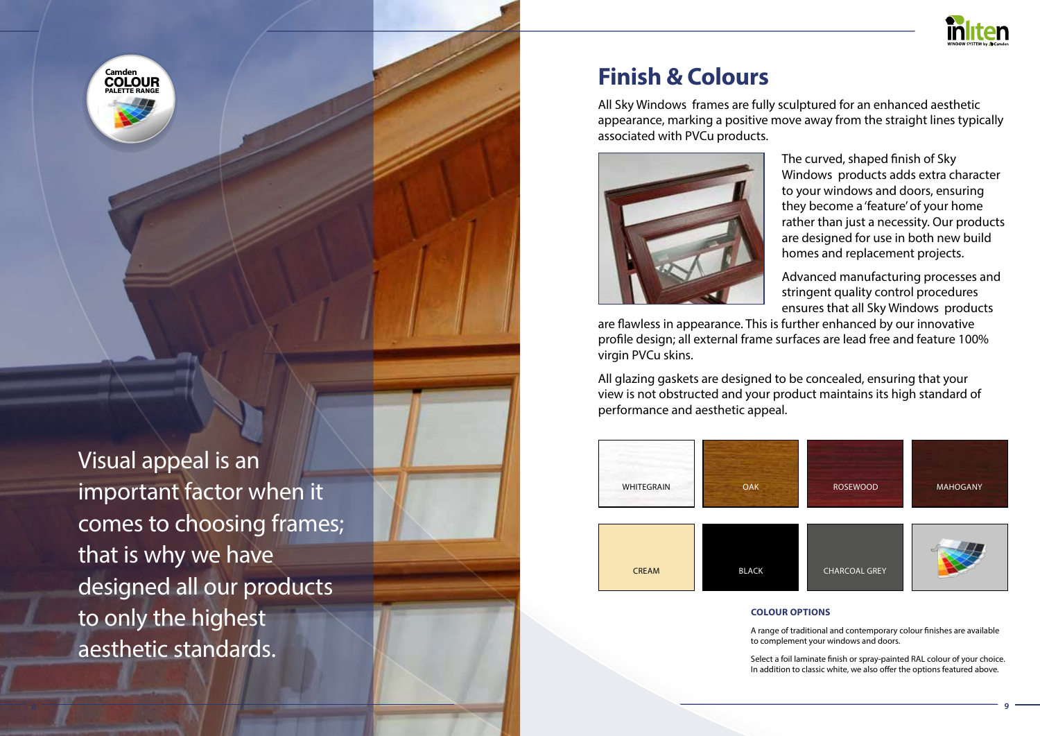Camden COLOUR PALETTE RANGE

Visual appeal is an important factor when it comes to choosing frames; that is why we have designed all our products to only the highest aesthetic standards.

# Finish & Colours

All Sky Windows frames are fully sculptured for an enhanced aesthetic appearance, marking a positive move away from the straight lines typically associated with PVCu products.

The curved, shaped finish of Sky Windows products adds extra character to your windows and doors, ensuring they become a 'feature' of your home rather than just a necessity. Our products are designed for use in both new build homes and replacement projects.

Advanced manufacturing processes and stringent quality control procedures ensures that all Sky Windows products are flawless in appearance. This is further enhanced by our innovative profile design; all external frame surfaces are lead free and feature 100% virgin PVCu skins.

All glazing gaskets are designed to be concealed, ensuring that your view is not obstructed and your product maintains its high standard of performance and aesthetic appeal.

WHITEGRAIN | OAK | ROSEWOOD | MAHOGANY

CREAM | BLACK | CHARCOAL GREY

### COLOUR OPTIONS

A range of traditional and contemporary colour finishes are available to complement your windows and doors.

Select a foil laminate finish or spray-painted RAL colour of your choice. In addition to classic white, we also offer the options featured above.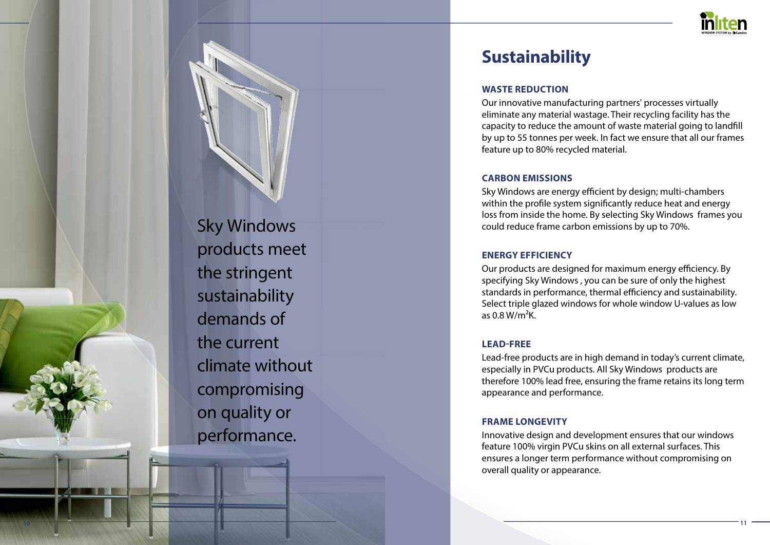Sky Windows products meet the stringent sustainability demands of the current climate without compromising on quality or performance.

# Sustainability

### WASTE REDUCTION

Our innovative manufacturing partners' processes virtually eliminate any material wastage. Their recycling facility has the capacity to reduce the amount of waste material going to landfill by up to 55 tonnes per week. In fact we ensure that all our frames feature up to 80% recycled material.

### CARBON EMISSIONS

Sky Windows are energy efficient by design; multi-chambers within the profile system significantly reduce heat and energy loss from inside the home. By selecting Sky Windows frames you could reduce frame carbon emissions by up to 70%.

### ENERGY EFFICIENCY

Our products are designed for maximum energy efficiency. By specifying Sky Windows , you can be sure of only the highest standards in performance, thermal efficiency and sustainability. Select triple glazed windows for whole window U-values as low as 0.8 $W/m^2K$.

### LEAD-FREE

Lead-free products are in high demand in today's current climate, especially in PVCu products. All Sky Windows products are therefore 100% lead free, ensuring the frame retains its long term appearance and performance.

### FRAME LONGEVITY

Innovative design and development ensures that our windows feature 100% virgin PVCu skins on all external surfaces. This ensures a longer term performance without compromising on overall quality or appearance.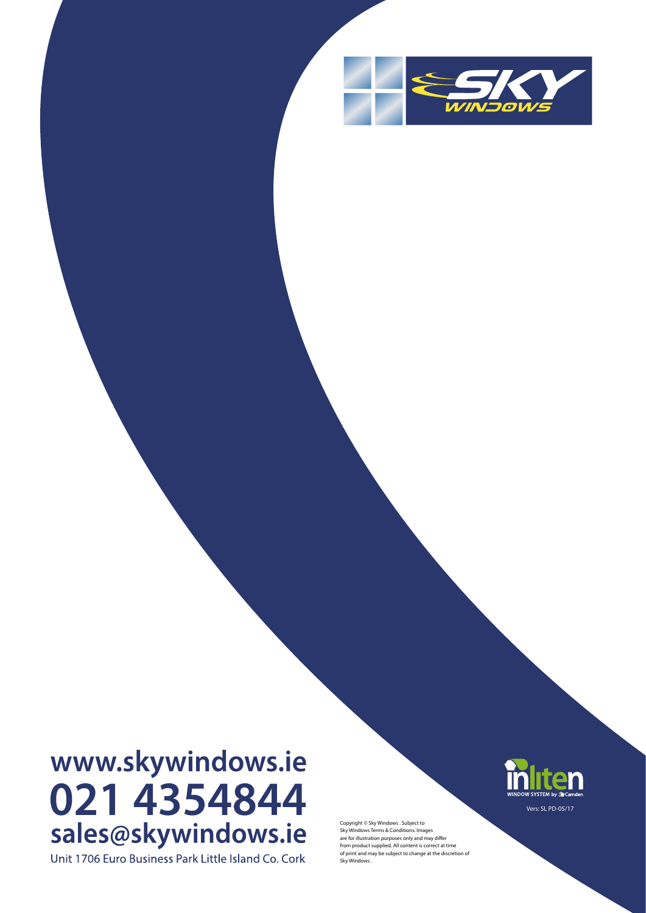SKY WINDOWS

**www.skywindows.ie**
**021 4354844**
**sales@skywindows.ie**

Unit 1706 Euro Business Park Little Island Co. Cork

Copyright © Sky Windows . Subject to Sky Windows Terms & Conditions. Images are for illustration purposes only and may differ from product supplied. All content is correct at time of print and may be subject to change at the discretion of Sky Windows .

inliten WINDOW SYSTEM by Camden

Vers: SL PD-05/17